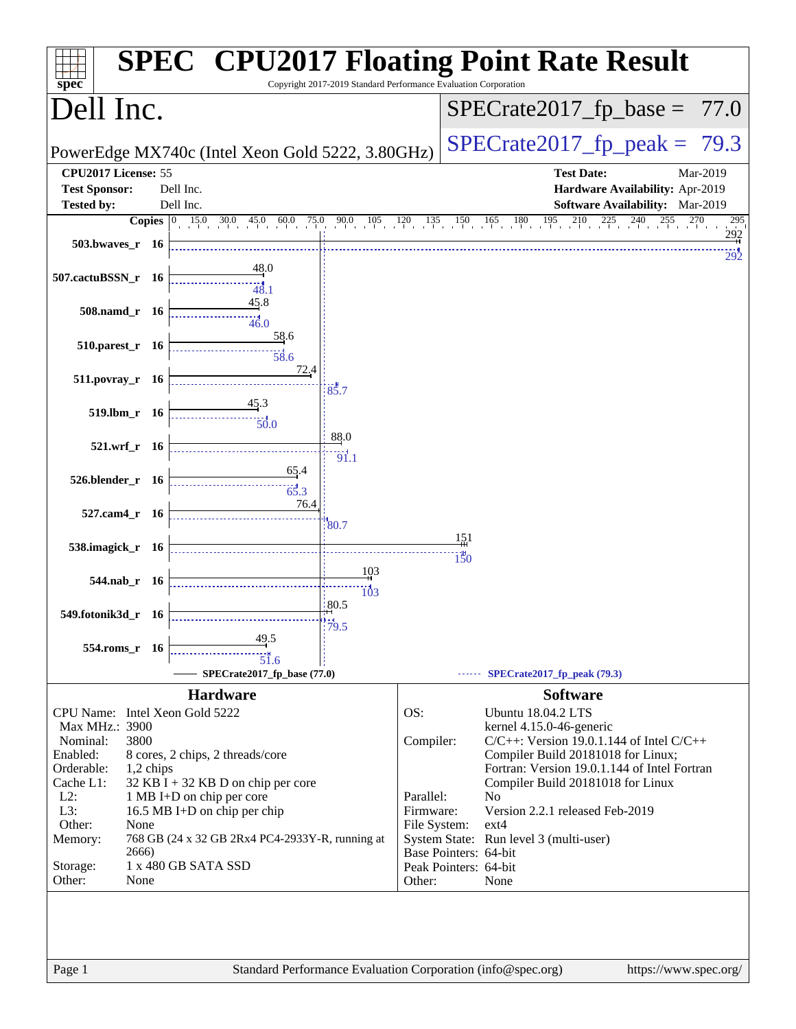# SPEC CPU2017 Floating Point Rate Result

Copyright 2017-2019 Standard Performance Evaluation Corporation

## Dell Inc.

PowerEdge MX740c (Intel Xeon Gold 5222, 3.80GHz)

SPECrate2017_fp_base = 77.0

SPECrate2017_fp_peak = 79.3

**CPU2017 License:** 55
**Test Sponsor:** Dell Inc.
**Tested by:** Dell Inc.

**Test Date:** Mar-2019
**Hardware Availability:** Apr-2019
**Software Availability:** Mar-2019

| Benchmark | Copies | Base | Peak |
|---|---|---|---|
| 503.bwaves_r | 16 | 292 | 292 |
| 507.cactuBSSN_r | 16 | 48.0 | 48.1 |
| 508.namd_r | 16 | 45.8 | 46.0 |
| 510.parest_r | 16 | 58.6 | 58.6 |
| 511.povray_r | 16 | 72.4 | 85.7 |
| 519.lbm_r | 16 | 45.3 | 50.0 |
| 521.wrf_r | 16 | 88.0 | 91.1 |
| 526.blender_r | 16 | 65.4 | 65.3 |
| 527.cam4_r | 16 | 76.4 | 80.7 |
| 538.imagick_r | 16 | 151 | 150 |
| 544.nab_r | 16 | 103 | 103 |
| 549.fotonik3d_r | 16 | 80.5 | 79.5 |
| 554.roms_r | 16 | 49.5 | 51.6 |

SPECrate2017_fp_base (77.0) — SPECrate2017_fp_peak (79.3)

### Hardware

| | |
|---|---|
| CPU Name: | Intel Xeon Gold 5222 |
| Max MHz.: | 3900 |
| Nominal: | 3800 |
| Enabled: | 8 cores, 2 chips, 2 threads/core |
| Orderable: | 1,2 chips |
| Cache L1: | 32 KB I + 32 KB D on chip per core |
| L2: | 1 MB I+D on chip per core |
| L3: | 16.5 MB I+D on chip per chip |
| Other: | None |
| Memory: | 768 GB (24 x 32 GB 2Rx4 PC4-2933Y-R, running at 2666) |
| Storage: | 1 x 480 GB SATA SSD |
| Other: | None |

### Software

| | |
|---|---|
| OS: | Ubuntu 18.04.2 LTS kernel 4.15.0-46-generic |
| Compiler: | C/C++: Version 19.0.1.144 of Intel C/C++ Compiler Build 20181018 for Linux; Fortran: Version 19.0.1.144 of Intel Fortran Compiler Build 20181018 for Linux |
| Parallel: | No |
| Firmware: | Version 2.2.1 released Feb-2019 |
| File System: | ext4 |
| System State: | Run level 3 (multi-user) |
| Base Pointers: | 64-bit |
| Peak Pointers: | 64-bit |
| Other: | None |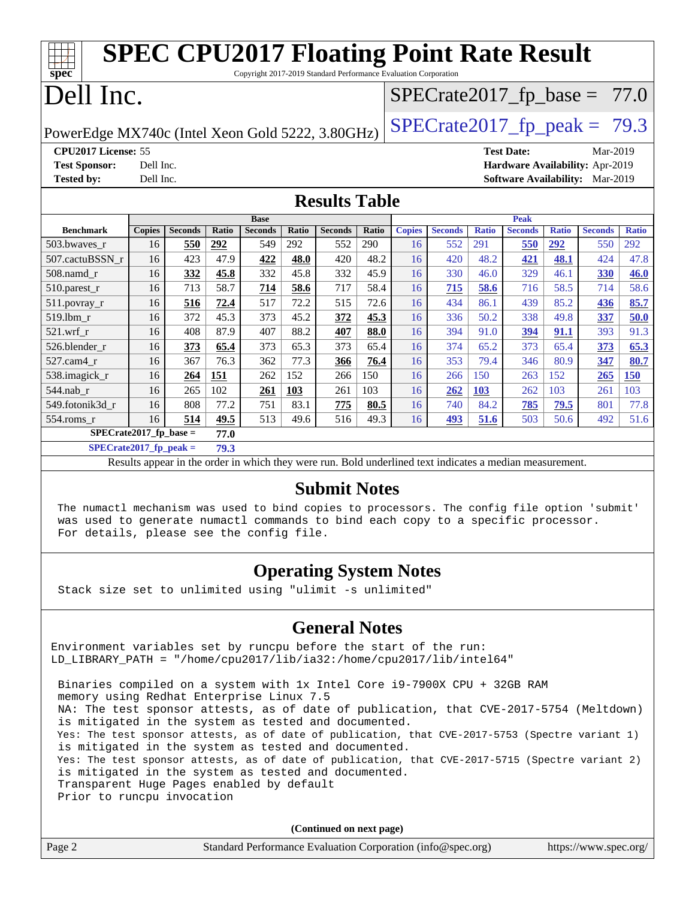# SPEC CPU2017 Floating Point Rate Result

Copyright 2017-2019 Standard Performance Evaluation Corporation

# Dell Inc.

PowerEdge MX740c (Intel Xeon Gold 5222, 3.80GHz)

SPECrate2017_fp_base = 77.0

SPECrate2017_fp_peak = 79.3

**CPU2017 License:** 55
**Test Sponsor:** Dell Inc.
**Tested by:** Dell Inc.

**Test Date:** Mar-2019
**Hardware Availability:** Apr-2019
**Software Availability:** Mar-2019

## Results Table

| | Base | | | | | | | Peak | | | | | | |
|---|---|---|---|---|---|---|---|---|---|---|---|---|---|---|
| **Benchmark** | **Copies** | **Seconds** | **Ratio** | **Seconds** | **Ratio** | **Seconds** | **Ratio** | **Copies** | **Seconds** | **Ratio** | **Seconds** | **Ratio** | **Seconds** | **Ratio** |
| 503.bwaves_r | 16 | **550** | **292** | 549 | 292 | 552 | 290 | 16 | 552 | 291 | **550** | **292** | 550 | 292 |
| 507.cactuBSSN_r | 16 | 423 | 47.9 | **422** | **48.0** | 420 | 48.2 | 16 | 420 | 48.2 | **421** | **48.1** | 424 | 47.8 |
| 508.namd_r | 16 | **332** | **45.8** | 332 | 45.8 | 332 | 45.9 | 16 | 330 | 46.0 | 329 | 46.1 | **330** | **46.0** |
| 510.parest_r | 16 | 713 | 58.7 | **714** | **58.6** | 717 | 58.4 | 16 | **715** | **58.6** | 716 | 58.5 | 714 | 58.6 |
| 511.povray_r | 16 | **516** | **72.4** | 517 | 72.2 | 515 | 72.6 | 16 | 434 | 86.1 | 439 | 85.2 | **436** | **85.7** |
| 519.lbm_r | 16 | 372 | 45.3 | 373 | 45.2 | **372** | **45.3** | 16 | 336 | 50.2 | 338 | 49.8 | **337** | **50.0** |
| 521.wrf_r | 16 | 408 | 87.9 | 407 | 88.2 | **407** | **88.0** | 16 | 394 | 91.0 | **394** | **91.1** | 393 | 91.3 |
| 526.blender_r | 16 | **373** | **65.4** | 373 | 65.3 | 373 | 65.4 | 16 | 374 | 65.2 | 373 | 65.4 | **373** | **65.3** |
| 527.cam4_r | 16 | 367 | 76.3 | 362 | 77.3 | **366** | **76.4** | 16 | 353 | 79.4 | 346 | 80.9 | **347** | **80.7** |
| 538.imagick_r | 16 | **264** | **151** | 262 | 152 | 266 | 150 | 16 | 266 | 150 | 263 | 152 | **265** | **150** |
| 544.nab_r | 16 | 265 | 102 | **261** | **103** | 261 | 103 | 16 | **262** | **103** | 262 | 103 | 261 | 103 |
| 549.fotonik3d_r | 16 | 808 | 77.2 | 751 | 83.1 | **775** | **80.5** | 16 | 740 | 84.2 | **785** | **79.5** | 801 | 77.8 |
| 554.roms_r | 16 | **514** | **49.5** | 513 | 49.6 | 516 | 49.3 | 16 | **493** | **51.6** | 503 | 50.6 | 492 | 51.6 |

**SPECrate2017_fp_base = 77.0**

**SPECrate2017_fp_peak = 79.3**

Results appear in the order in which they were run. Bold underlined text indicates a median measurement.

## Submit Notes

```
The numactl mechanism was used to bind copies to processors. The config file option 'submit'
was used to generate numactl commands to bind each copy to a specific processor.
For details, please see the config file.
```

## Operating System Notes

```
Stack size set to unlimited using "ulimit -s unlimited"
```

## General Notes

```
Environment variables set by runcpu before the start of the run:
LD_LIBRARY_PATH = "/home/cpu2017/lib/ia32:/home/cpu2017/lib/intel64"

 Binaries compiled on a system with 1x Intel Core i9-7900X CPU + 32GB RAM
 memory using Redhat Enterprise Linux 7.5
 NA: The test sponsor attests, as of date of publication, that CVE-2017-5754 (Meltdown)
 is mitigated in the system as tested and documented.
 Yes: The test sponsor attests, as of date of publication, that CVE-2017-5753 (Spectre variant 1)
 is mitigated in the system as tested and documented.
 Yes: The test sponsor attests, as of date of publication, that CVE-2017-5715 (Spectre variant 2)
 is mitigated in the system as tested and documented.
 Transparent Huge Pages enabled by default
 Prior to runcpu invocation
```

(Continued on next page)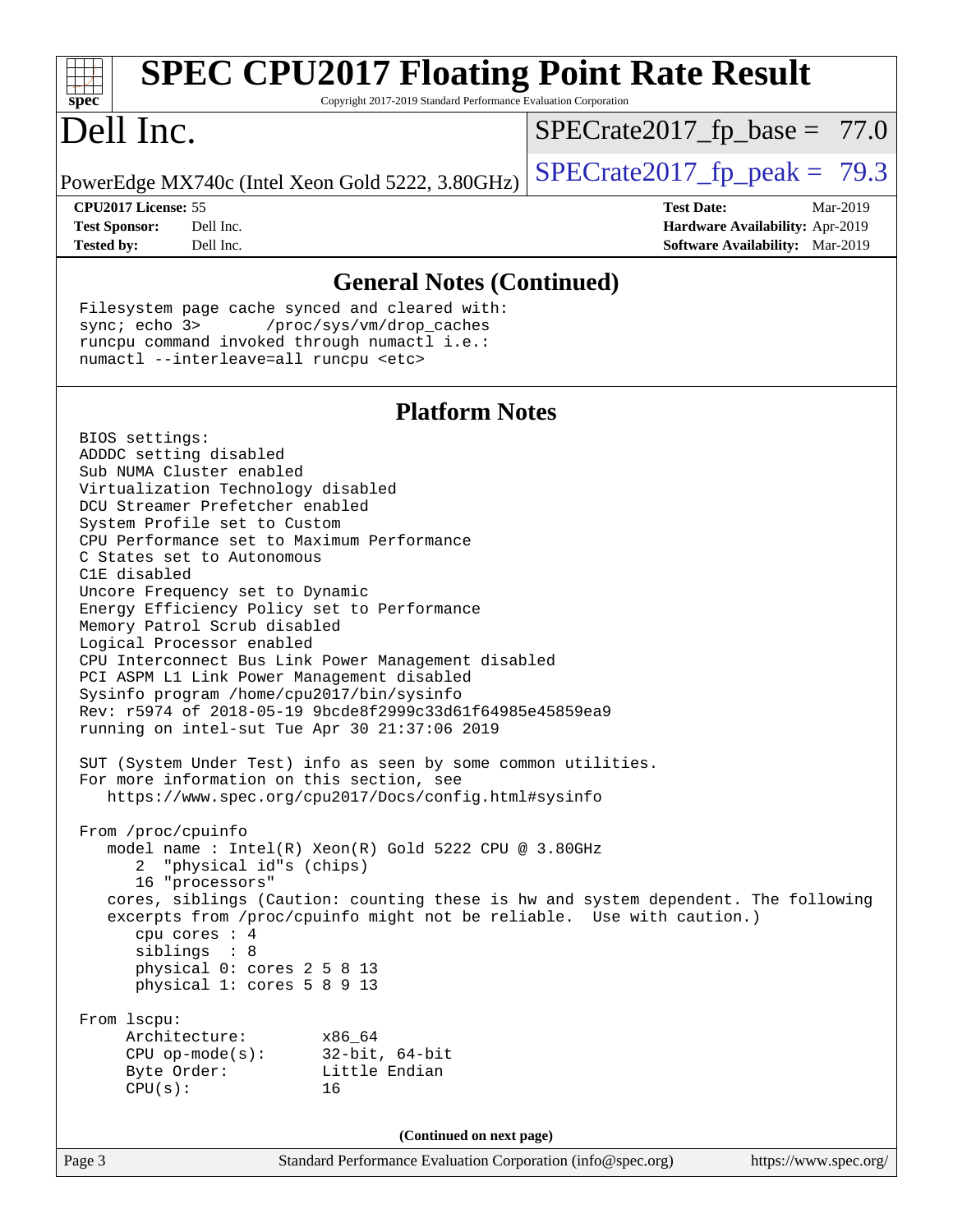# SPEC CPU2017 Floating Point Rate Result

Copyright 2017-2019 Standard Performance Evaluation Corporation

# Dell Inc.

PowerEdge MX740c (Intel Xeon Gold 5222, 3.80GHz)

SPECrate2017_fp_base = 77.0

SPECrate2017_fp_peak = 79.3

| | | | |
|---|---|---|---|
| **CPU2017 License:** | 55 | **Test Date:** | Mar-2019 |
| **Test Sponsor:** | Dell Inc. | **Hardware Availability:** | Apr-2019 |
| **Tested by:** | Dell Inc. | **Software Availability:** | Mar-2019 |

## General Notes (Continued)

```
Filesystem page cache synced and cleared with:
sync; echo 3>       /proc/sys/vm/drop_caches
runcpu command invoked through numactl i.e.:
numactl --interleave=all runcpu <etc>
```

## Platform Notes

```
BIOS settings:
ADDDC setting disabled
Sub NUMA Cluster enabled
Virtualization Technology disabled
DCU Streamer Prefetcher enabled
System Profile set to Custom
CPU Performance set to Maximum Performance
C States set to Autonomous
C1E disabled
Uncore Frequency set to Dynamic
Energy Efficiency Policy set to Performance
Memory Patrol Scrub disabled
Logical Processor enabled
CPU Interconnect Bus Link Power Management disabled
PCI ASPM L1 Link Power Management disabled
Sysinfo program /home/cpu2017/bin/sysinfo
Rev: r5974 of 2018-05-19 9bcde8f2999c33d61f64985e45859ea9
running on intel-sut Tue Apr 30 21:37:06 2019

SUT (System Under Test) info as seen by some common utilities.
For more information on this section, see
   https://www.spec.org/cpu2017/Docs/config.html#sysinfo

From /proc/cpuinfo
   model name : Intel(R) Xeon(R) Gold 5222 CPU @ 3.80GHz
      2  "physical id"s (chips)
      16 "processors"
   cores, siblings (Caution: counting these is hw and system dependent. The following
   excerpts from /proc/cpuinfo might not be reliable.  Use with caution.)
      cpu cores : 4
      siblings  : 8
      physical 0: cores 2 5 8 13
      physical 1: cores 5 8 9 13

From lscpu:
     Architecture:        x86_64
     CPU op-mode(s):      32-bit, 64-bit
     Byte Order:          Little Endian
     CPU(s):              16
```

(Continued on next page)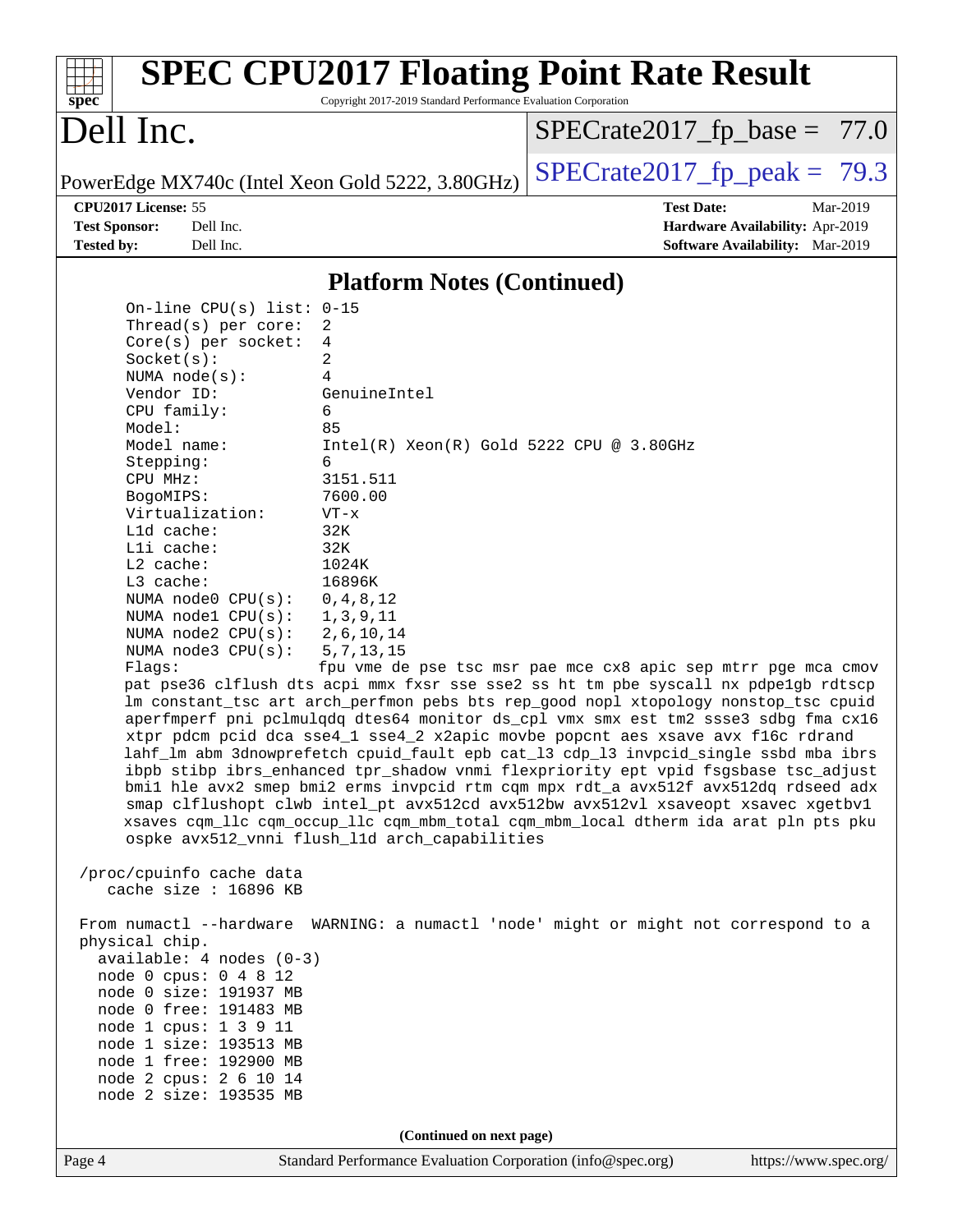## Platform Notes (Continued)

```
On-line CPU(s) list: 0-15
Thread(s) per core:  2
Core(s) per socket:  4
Socket(s):           2
NUMA node(s):        4
Vendor ID:           GenuineIntel
CPU family:          6
Model:               85
Model name:          Intel(R) Xeon(R) Gold 5222 CPU @ 3.80GHz
Stepping:            6
CPU MHz:             3151.511
BogoMIPS:            7600.00
Virtualization:      VT-x
L1d cache:           32K
L1i cache:           32K
L2 cache:            1024K
L3 cache:            16896K
NUMA node0 CPU(s):   0,4,8,12
NUMA node1 CPU(s):   1,3,9,11
NUMA node2 CPU(s):   2,6,10,14
NUMA node3 CPU(s):   5,7,13,15
Flags:               fpu vme de pse tsc msr pae mce cx8 apic sep mtrr pge mca cmov
pat pse36 clflush dts acpi mmx fxsr sse sse2 ss ht tm pbe syscall nx pdpe1gb rdtscp
lm constant_tsc art arch_perfmon pebs bts rep_good nopl xtopology nonstop_tsc cpuid
aperfmperf pni pclmulqdq dtes64 monitor ds_cpl vmx smx est tm2 ssse3 sdbg fma cx16
xtpr pdcm pcid dca sse4_1 sse4_2 x2apic movbe popcnt aes xsave avx f16c rdrand
lahf_lm abm 3dnowprefetch cpuid_fault epb cat_l3 cdp_l3 invpcid_single ssbd mba ibrs
ibpb stibp ibrs_enhanced tpr_shadow vnmi flexpriority ept vpid fsgsbase tsc_adjust
bmi1 hle avx2 smep bmi2 erms invpcid rtm cqm mpx rdt_a avx512f avx512dq rdseed adx
smap clflushopt clwb intel_pt avx512cd avx512bw avx512vl xsaveopt xsavec xgetbv1
xsaves cqm_llc cqm_occup_llc cqm_mbm_total cqm_mbm_local dtherm ida arat pln pts pku
ospke avx512_vnni flush_l1d arch_capabilities

/proc/cpuinfo cache data
   cache size : 16896 KB

From numactl --hardware  WARNING: a numactl 'node' might or might not correspond to a
physical chip.
  available: 4 nodes (0-3)
  node 0 cpus: 0 4 8 12
  node 0 size: 191937 MB
  node 0 free: 191483 MB
  node 1 cpus: 1 3 9 11
  node 1 size: 193513 MB
  node 1 free: 192900 MB
  node 2 cpus: 2 6 10 14
  node 2 size: 193535 MB
```

**(Continued on next page)**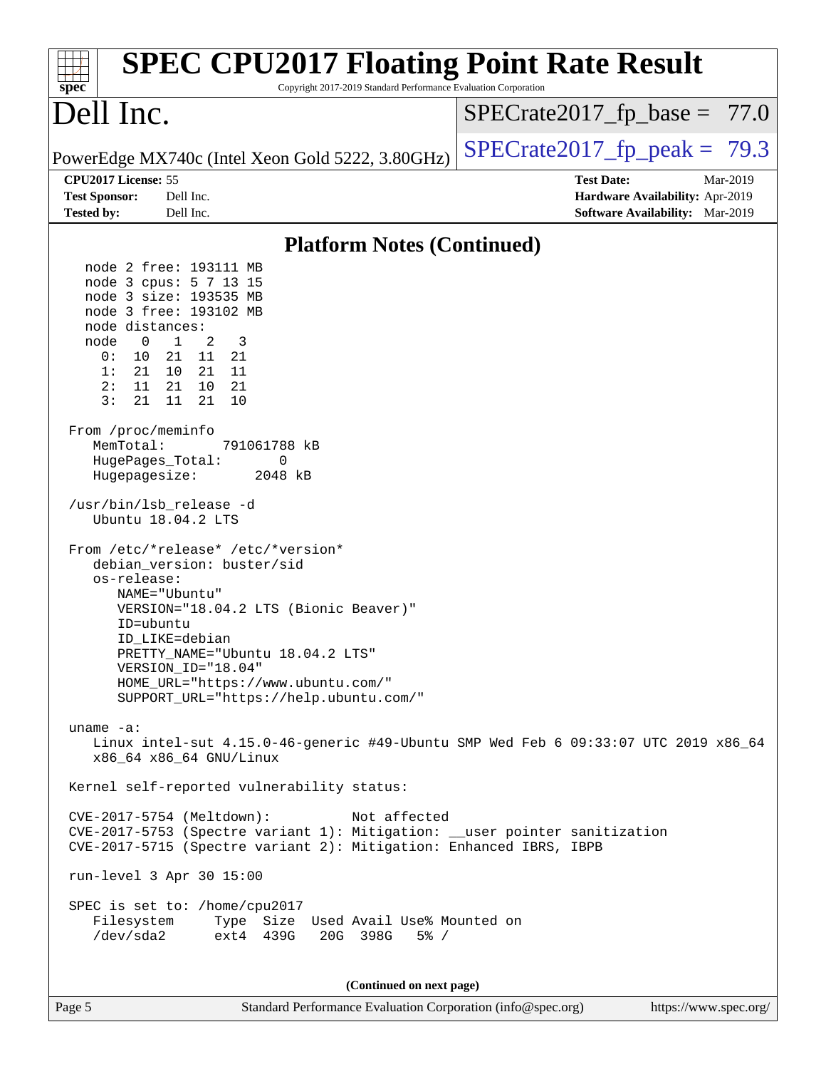## Platform Notes (Continued)

```
   node 2 free: 193111 MB
   node 3 cpus: 5 7 13 15
   node 3 size: 193535 MB
   node 3 free: 193102 MB
   node distances:
   node   0   1   2   3
     0:  10  21  11  21
     1:  21  10  21  11
     2:  11  21  10  21
     3:  21  11  21  10

 From /proc/meminfo
    MemTotal:       791061788 kB
    HugePages_Total:       0
    Hugepagesize:       2048 kB

 /usr/bin/lsb_release -d
    Ubuntu 18.04.2 LTS

 From /etc/*release* /etc/*version*
    debian_version: buster/sid
    os-release:
       NAME="Ubuntu"
       VERSION="18.04.2 LTS (Bionic Beaver)"
       ID=ubuntu
       ID_LIKE=debian
       PRETTY_NAME="Ubuntu 18.04.2 LTS"
       VERSION_ID="18.04"
       HOME_URL="https://www.ubuntu.com/"
       SUPPORT_URL="https://help.ubuntu.com/"

 uname -a:
    Linux intel-sut 4.15.0-46-generic #49-Ubuntu SMP Wed Feb 6 09:33:07 UTC 2019 x86_64
    x86_64 x86_64 GNU/Linux

 Kernel self-reported vulnerability status:

 CVE-2017-5754 (Meltdown):          Not affected
 CVE-2017-5753 (Spectre variant 1): Mitigation: __user pointer sanitization
 CVE-2017-5715 (Spectre variant 2): Mitigation: Enhanced IBRS, IBPB

 run-level 3 Apr 30 15:00

 SPEC is set to: /home/cpu2017
    Filesystem     Type  Size  Used Avail Use% Mounted on
    /dev/sda2      ext4  439G   20G  398G   5% /
```

(Continued on next page)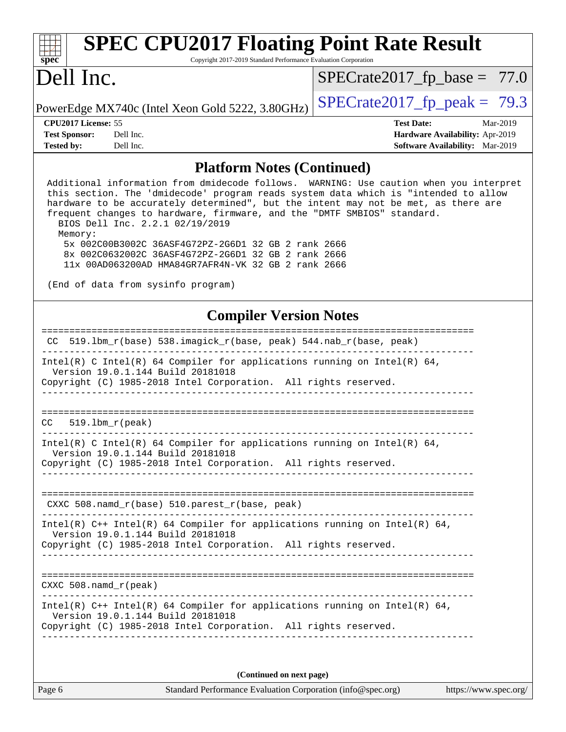## Platform Notes (Continued)

```
Additional information from dmidecode follows.  WARNING: Use caution when you interpret
this section. The 'dmidecode' program reads system data which is "intended to allow
hardware to be accurately determined", but the intent may not be met, as there are
frequent changes to hardware, firmware, and the "DMTF SMBIOS" standard.
  BIOS Dell Inc. 2.2.1 02/19/2019
  Memory:
   5x 002C00B3002C 36ASF4G72PZ-2G6D1 32 GB 2 rank 2666
   8x 002C0632002C 36ASF4G72PZ-2G6D1 32 GB 2 rank 2666
   11x 00AD063200AD HMA84GR7AFR4N-VK 32 GB 2 rank 2666

(End of data from sysinfo program)
```

## Compiler Version Notes

```
==============================================================================
 CC  519.lbm_r(base) 538.imagick_r(base, peak) 544.nab_r(base, peak)
------------------------------------------------------------------------------
Intel(R) C Intel(R) 64 Compiler for applications running on Intel(R) 64,
  Version 19.0.1.144 Build 20181018
Copyright (C) 1985-2018 Intel Corporation.  All rights reserved.
------------------------------------------------------------------------------

==============================================================================
CC   519.lbm_r(peak)
------------------------------------------------------------------------------
Intel(R) C Intel(R) 64 Compiler for applications running on Intel(R) 64,
  Version 19.0.1.144 Build 20181018
Copyright (C) 1985-2018 Intel Corporation.  All rights reserved.
------------------------------------------------------------------------------

==============================================================================
 CXXC 508.namd_r(base) 510.parest_r(base, peak)
------------------------------------------------------------------------------
Intel(R) C++ Intel(R) 64 Compiler for applications running on Intel(R) 64,
  Version 19.0.1.144 Build 20181018
Copyright (C) 1985-2018 Intel Corporation.  All rights reserved.
------------------------------------------------------------------------------

==============================================================================
CXXC 508.namd_r(peak)
------------------------------------------------------------------------------
Intel(R) C++ Intel(R) 64 Compiler for applications running on Intel(R) 64,
  Version 19.0.1.144 Build 20181018
Copyright (C) 1985-2018 Intel Corporation.  All rights reserved.
------------------------------------------------------------------------------
```

**(Continued on next page)**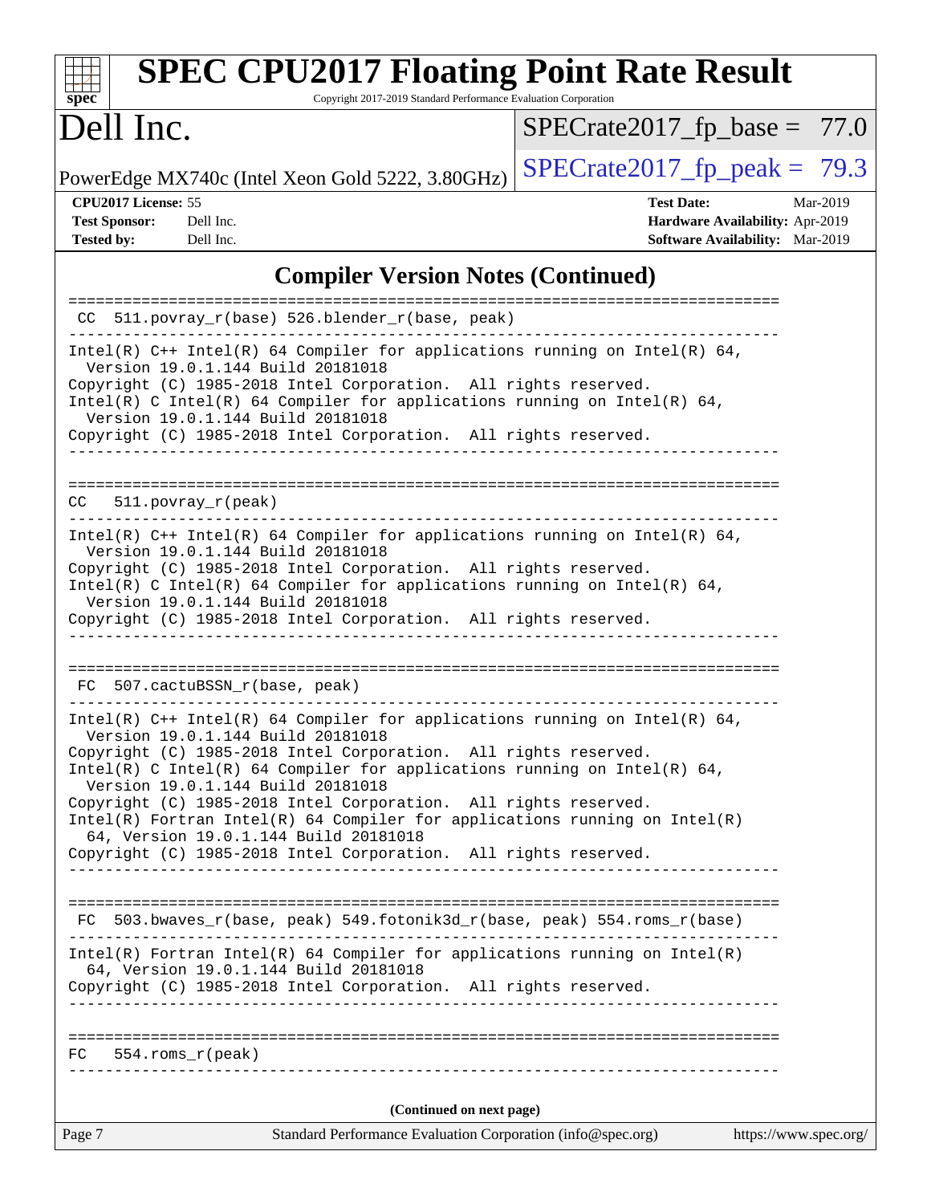## Compiler Version Notes (Continued)

```
==============================================================================
 CC  511.povray_r(base) 526.blender_r(base, peak)
------------------------------------------------------------------------------
Intel(R) C++ Intel(R) 64 Compiler for applications running on Intel(R) 64,
  Version 19.0.1.144 Build 20181018
Copyright (C) 1985-2018 Intel Corporation.  All rights reserved.
Intel(R) C Intel(R) 64 Compiler for applications running on Intel(R) 64,
  Version 19.0.1.144 Build 20181018
Copyright (C) 1985-2018 Intel Corporation.  All rights reserved.
------------------------------------------------------------------------------

==============================================================================
 CC  511.povray_r(peak)
------------------------------------------------------------------------------
Intel(R) C++ Intel(R) 64 Compiler for applications running on Intel(R) 64,
  Version 19.0.1.144 Build 20181018
Copyright (C) 1985-2018 Intel Corporation.  All rights reserved.
Intel(R) C Intel(R) 64 Compiler for applications running on Intel(R) 64,
  Version 19.0.1.144 Build 20181018
Copyright (C) 1985-2018 Intel Corporation.  All rights reserved.
------------------------------------------------------------------------------

==============================================================================
 FC  507.cactuBSSN_r(base, peak)
------------------------------------------------------------------------------
Intel(R) C++ Intel(R) 64 Compiler for applications running on Intel(R) 64,
  Version 19.0.1.144 Build 20181018
Copyright (C) 1985-2018 Intel Corporation.  All rights reserved.
Intel(R) C Intel(R) 64 Compiler for applications running on Intel(R) 64,
  Version 19.0.1.144 Build 20181018
Copyright (C) 1985-2018 Intel Corporation.  All rights reserved.
Intel(R) Fortran Intel(R) 64 Compiler for applications running on Intel(R)
  64, Version 19.0.1.144 Build 20181018
Copyright (C) 1985-2018 Intel Corporation.  All rights reserved.
------------------------------------------------------------------------------

==============================================================================
 FC  503.bwaves_r(base, peak) 549.fotonik3d_r(base, peak) 554.roms_r(base)
------------------------------------------------------------------------------
Intel(R) Fortran Intel(R) 64 Compiler for applications running on Intel(R)
  64, Version 19.0.1.144 Build 20181018
Copyright (C) 1985-2018 Intel Corporation.  All rights reserved.
------------------------------------------------------------------------------

==============================================================================
 FC  554.roms_r(peak)
------------------------------------------------------------------------------
```

(Continued on next page)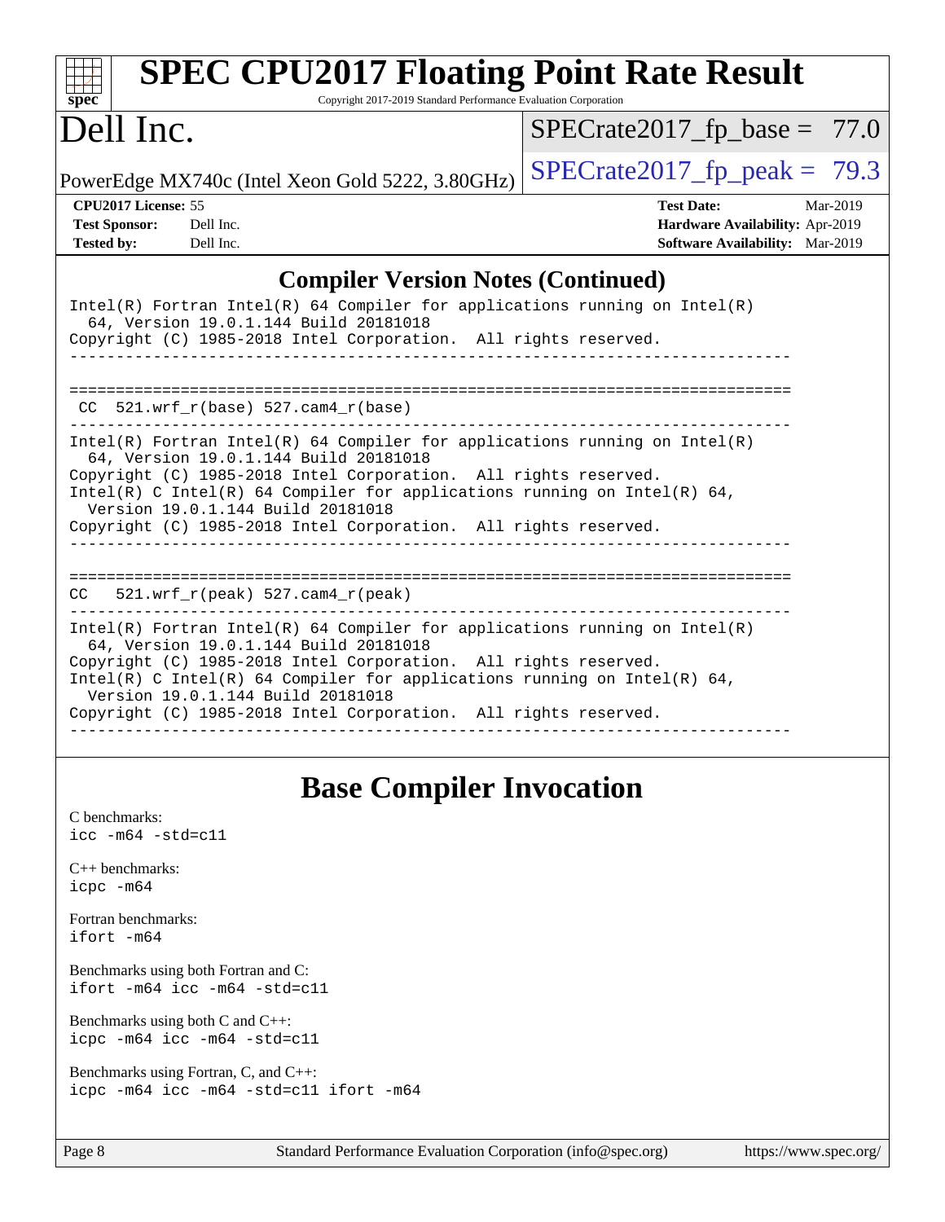## Compiler Version Notes (Continued)

```
Intel(R) Fortran Intel(R) 64 Compiler for applications running on Intel(R)
  64, Version 19.0.1.144 Build 20181018
Copyright (C) 1985-2018 Intel Corporation.  All rights reserved.
------------------------------------------------------------------------------

==============================================================================
 CC  521.wrf_r(base) 527.cam4_r(base)
------------------------------------------------------------------------------
Intel(R) Fortran Intel(R) 64 Compiler for applications running on Intel(R)
  64, Version 19.0.1.144 Build 20181018
Copyright (C) 1985-2018 Intel Corporation.  All rights reserved.
Intel(R) C Intel(R) 64 Compiler for applications running on Intel(R) 64,
  Version 19.0.1.144 Build 20181018
Copyright (C) 1985-2018 Intel Corporation.  All rights reserved.
------------------------------------------------------------------------------

==============================================================================
CC   521.wrf_r(peak) 527.cam4_r(peak)
------------------------------------------------------------------------------
Intel(R) Fortran Intel(R) 64 Compiler for applications running on Intel(R)
  64, Version 19.0.1.144 Build 20181018
Copyright (C) 1985-2018 Intel Corporation.  All rights reserved.
Intel(R) C Intel(R) 64 Compiler for applications running on Intel(R) 64,
  Version 19.0.1.144 Build 20181018
Copyright (C) 1985-2018 Intel Corporation.  All rights reserved.
------------------------------------------------------------------------------
```

## Base Compiler Invocation

C benchmarks:
`icc -m64 -std=c11`

C++ benchmarks:
`icpc -m64`

Fortran benchmarks:
`ifort -m64`

Benchmarks using both Fortran and C:
`ifort -m64 icc -m64 -std=c11`

Benchmarks using both C and C++:
`icpc -m64 icc -m64 -std=c11`

Benchmarks using Fortran, C, and C++:
`icpc -m64 icc -m64 -std=c11 ifort -m64`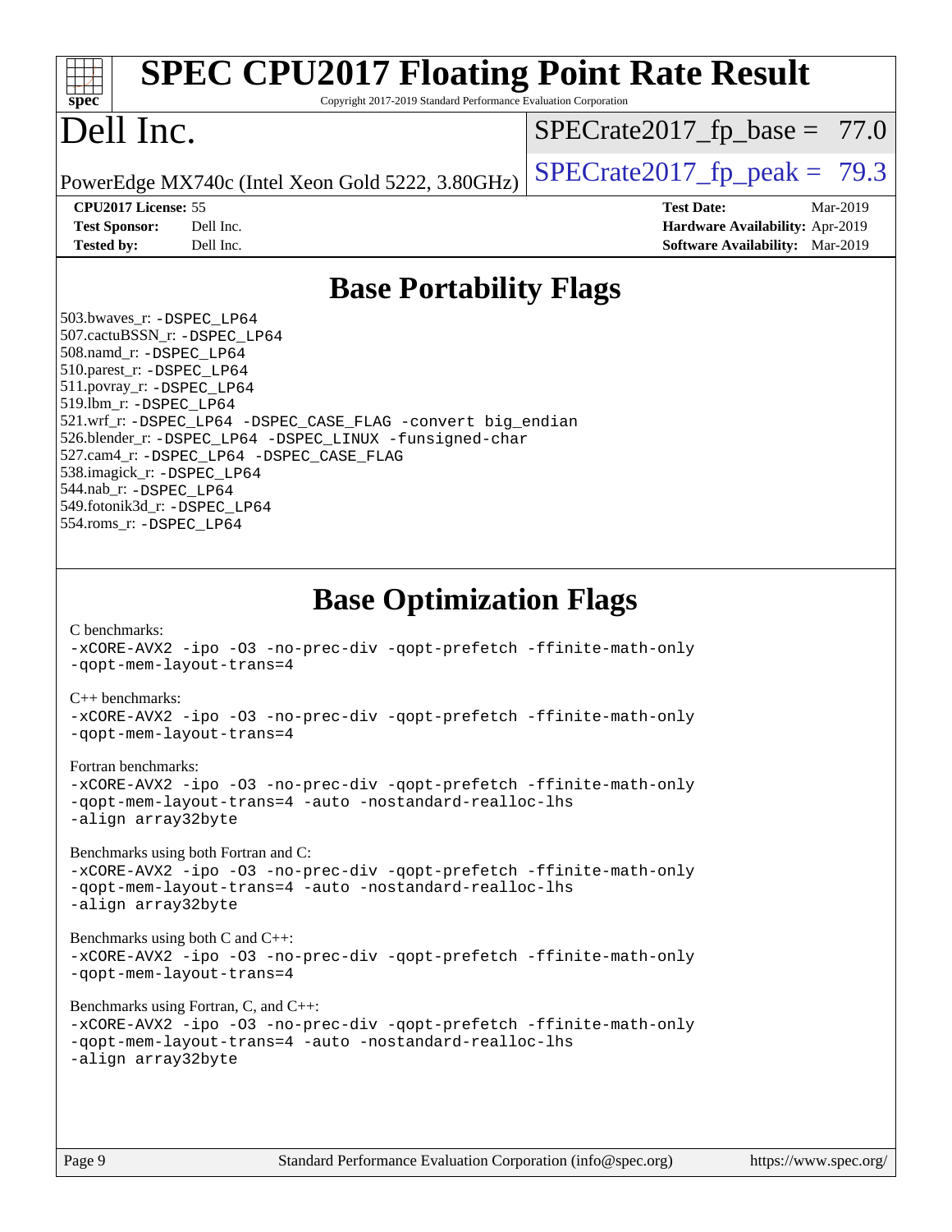# SPEC CPU2017 Floating Point Rate Result

Copyright 2017-2019 Standard Performance Evaluation Corporation

## Dell Inc.

PowerEdge MX740c (Intel Xeon Gold 5222, 3.80GHz)

SPECrate2017_fp_base = 77.0

SPECrate2017_fp_peak = 79.3

**CPU2017 License:** 55
**Test Sponsor:** Dell Inc.
**Tested by:** Dell Inc.

**Test Date:** Mar-2019
**Hardware Availability:** Apr-2019
**Software Availability:** Mar-2019

## Base Portability Flags

503.bwaves_r: -DSPEC_LP64
507.cactuBSSN_r: -DSPEC_LP64
508.namd_r: -DSPEC_LP64
510.parest_r: -DSPEC_LP64
511.povray_r: -DSPEC_LP64
519.lbm_r: -DSPEC_LP64
521.wrf_r: -DSPEC_LP64 -DSPEC_CASE_FLAG -convert big_endian
526.blender_r: -DSPEC_LP64 -DSPEC_LINUX -funsigned-char
527.cam4_r: -DSPEC_LP64 -DSPEC_CASE_FLAG
538.imagick_r: -DSPEC_LP64
544.nab_r: -DSPEC_LP64
549.fotonik3d_r: -DSPEC_LP64
554.roms_r: -DSPEC_LP64

## Base Optimization Flags

C benchmarks:
-xCORE-AVX2 -ipo -O3 -no-prec-div -qopt-prefetch -ffinite-math-only
-qopt-mem-layout-trans=4

C++ benchmarks:
-xCORE-AVX2 -ipo -O3 -no-prec-div -qopt-prefetch -ffinite-math-only
-qopt-mem-layout-trans=4

Fortran benchmarks:
-xCORE-AVX2 -ipo -O3 -no-prec-div -qopt-prefetch -ffinite-math-only
-qopt-mem-layout-trans=4 -auto -nostandard-realloc-lhs
-align array32byte

Benchmarks using both Fortran and C:
-xCORE-AVX2 -ipo -O3 -no-prec-div -qopt-prefetch -ffinite-math-only
-qopt-mem-layout-trans=4 -auto -nostandard-realloc-lhs
-align array32byte

Benchmarks using both C and C++:
-xCORE-AVX2 -ipo -O3 -no-prec-div -qopt-prefetch -ffinite-math-only
-qopt-mem-layout-trans=4

Benchmarks using Fortran, C, and C++:
-xCORE-AVX2 -ipo -O3 -no-prec-div -qopt-prefetch -ffinite-math-only
-qopt-mem-layout-trans=4 -auto -nostandard-realloc-lhs
-align array32byte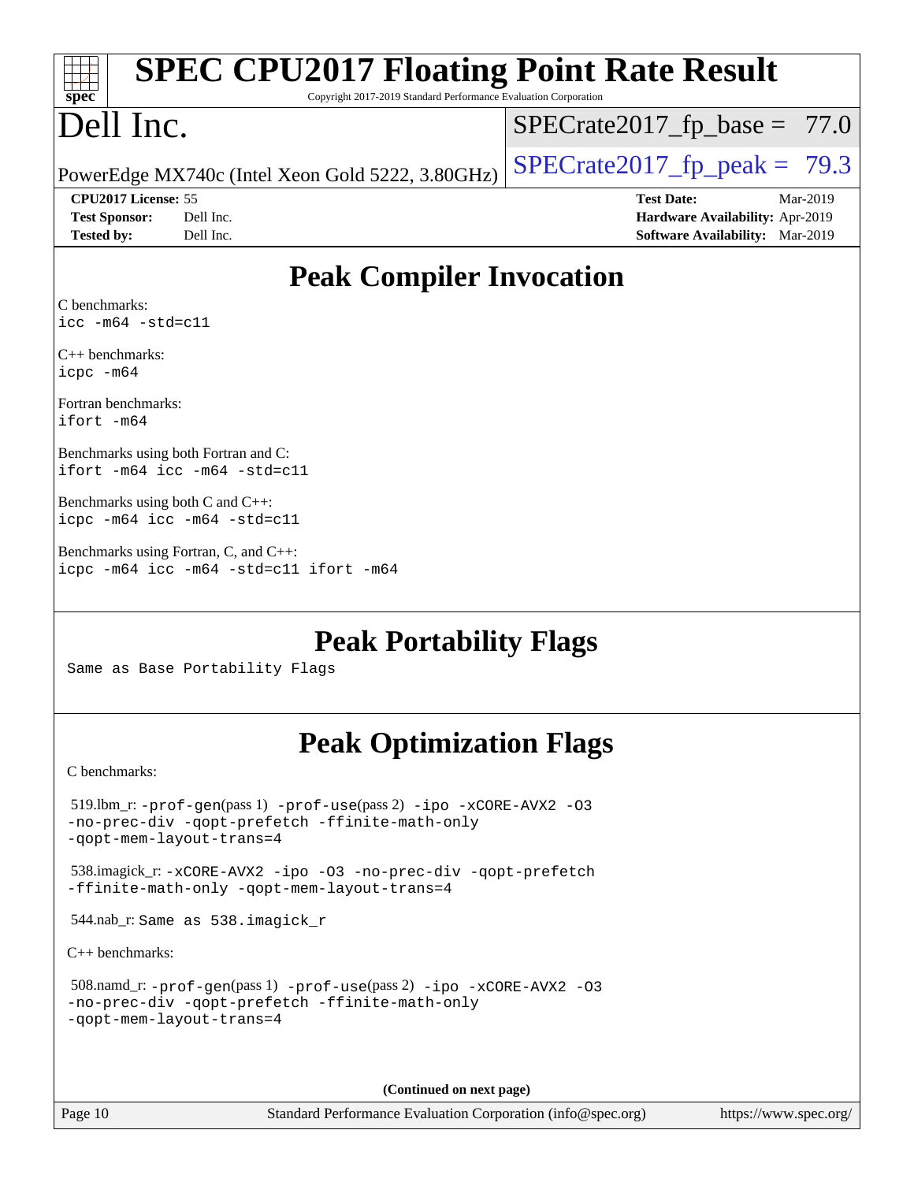# SPEC CPU2017 Floating Point Rate Result

Copyright 2017-2019 Standard Performance Evaluation Corporation

# Dell Inc.

PowerEdge MX740c (Intel Xeon Gold 5222, 3.80GHz)

SPECrate2017_fp_base = 77.0

SPECrate2017_fp_peak = 79.3

**CPU2017 License:** 55
**Test Sponsor:** Dell Inc.
**Tested by:** Dell Inc.

**Test Date:** Mar-2019
**Hardware Availability:** Apr-2019
**Software Availability:** Mar-2019

## Peak Compiler Invocation

C benchmarks:
`icc -m64 -std=c11`

C++ benchmarks:
`icpc -m64`

Fortran benchmarks:
`ifort -m64`

Benchmarks using both Fortran and C:
`ifort -m64 icc -m64 -std=c11`

Benchmarks using both C and C++:
`icpc -m64 icc -m64 -std=c11`

Benchmarks using Fortran, C, and C++:
`icpc -m64 icc -m64 -std=c11 ifort -m64`

## Peak Portability Flags

Same as Base Portability Flags

## Peak Optimization Flags

C benchmarks:

519.lbm_r: `-prof-gen`(pass 1) `-prof-use`(pass 2) `-ipo -xCORE-AVX2 -O3 -no-prec-div -qopt-prefetch -ffinite-math-only -qopt-mem-layout-trans=4`

538.imagick_r: `-xCORE-AVX2 -ipo -O3 -no-prec-div -qopt-prefetch -ffinite-math-only -qopt-mem-layout-trans=4`

544.nab_r: Same as 538.imagick_r

C++ benchmarks:

508.namd_r: `-prof-gen`(pass 1) `-prof-use`(pass 2) `-ipo -xCORE-AVX2 -O3 -no-prec-div -qopt-prefetch -ffinite-math-only -qopt-mem-layout-trans=4`

**(Continued on next page)**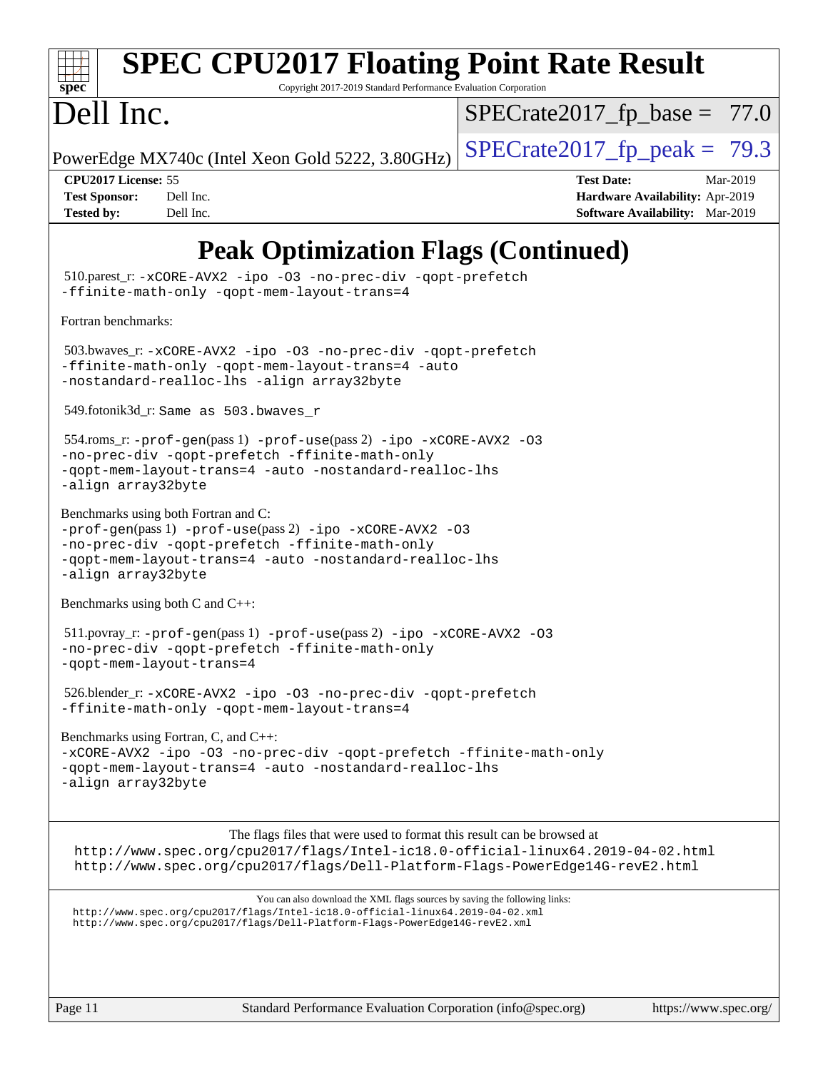# Peak Optimization Flags (Continued)

510.parest_r: -xCORE-AVX2 -ipo -O3 -no-prec-div -qopt-prefetch -ffinite-math-only -qopt-mem-layout-trans=4

Fortran benchmarks:

503.bwaves_r: -xCORE-AVX2 -ipo -O3 -no-prec-div -qopt-prefetch -ffinite-math-only -qopt-mem-layout-trans=4 -auto -nostandard-realloc-lhs -align array32byte

549.fotonik3d_r: Same as 503.bwaves_r

554.roms_r: -prof-gen(pass 1) -prof-use(pass 2) -ipo -xCORE-AVX2 -O3 -no-prec-div -qopt-prefetch -ffinite-math-only -qopt-mem-layout-trans=4 -auto -nostandard-realloc-lhs -align array32byte

Benchmarks using both Fortran and C:
-prof-gen(pass 1) -prof-use(pass 2) -ipo -xCORE-AVX2 -O3 -no-prec-div -qopt-prefetch -ffinite-math-only -qopt-mem-layout-trans=4 -auto -nostandard-realloc-lhs -align array32byte

Benchmarks using both C and C++:

511.povray_r: -prof-gen(pass 1) -prof-use(pass 2) -ipo -xCORE-AVX2 -O3 -no-prec-div -qopt-prefetch -ffinite-math-only -qopt-mem-layout-trans=4

526.blender_r: -xCORE-AVX2 -ipo -O3 -no-prec-div -qopt-prefetch -ffinite-math-only -qopt-mem-layout-trans=4

Benchmarks using Fortran, C, and C++:
-xCORE-AVX2 -ipo -O3 -no-prec-div -qopt-prefetch -ffinite-math-only -qopt-mem-layout-trans=4 -auto -nostandard-realloc-lhs -align array32byte

The flags files that were used to format this result can be browsed at
http://www.spec.org/cpu2017/flags/Intel-ic18.0-official-linux64.2019-04-02.html
http://www.spec.org/cpu2017/flags/Dell-Platform-Flags-PowerEdge14G-revE2.html

You can also download the XML flags sources by saving the following links:
http://www.spec.org/cpu2017/flags/Intel-ic18.0-official-linux64.2019-04-02.xml
http://www.spec.org/cpu2017/flags/Dell-Platform-Flags-PowerEdge14G-revE2.xml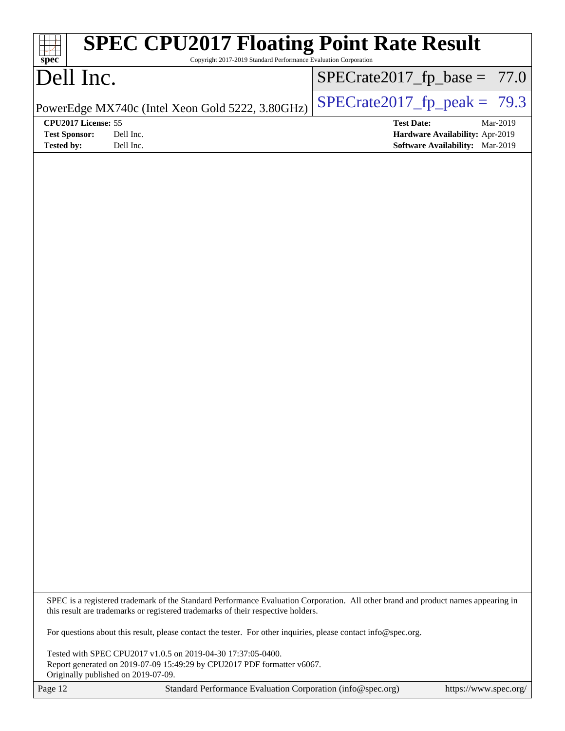SPEC is a registered trademark of the Standard Performance Evaluation Corporation. All other brand and product names appearing in this result are trademarks or registered trademarks of their respective holders.

For questions about this result, please contact the tester. For other inquiries, please contact info@spec.org.

Tested with SPEC CPU2017 v1.0.5 on 2019-04-30 17:37:05-0400.
Report generated on 2019-07-09 15:49:29 by CPU2017 PDF formatter v6067.
Originally published on 2019-07-09.